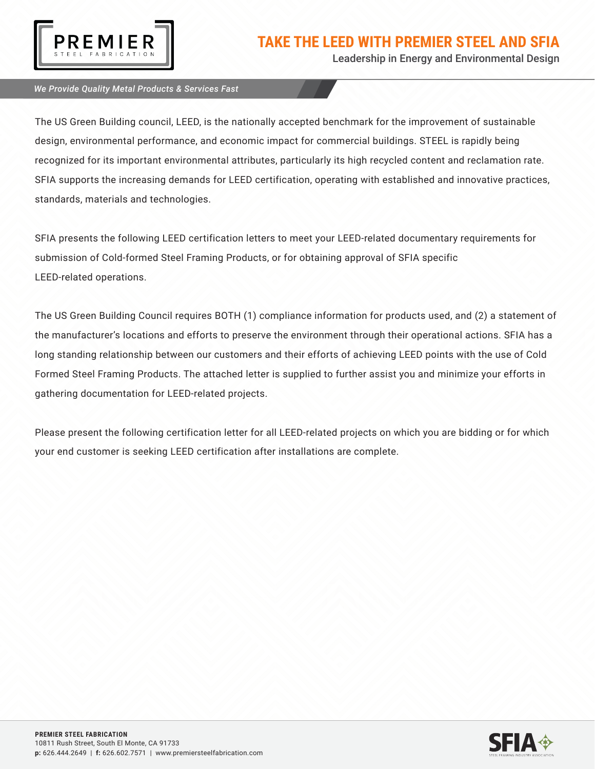# TAKE THE LEED WITH PREMIER STEEL AND SFIA

Leadership in Energy and Environmental Design

*We Provide Quality Metal Products & Services Fast*

The US Green Building council, LEED, is the nationally accepted benchmark for the improvement of sustainable design, environmental performance, and economic impact for commercial buildings. STEEL is rapidly being recognized for its important environmental attributes, particularly its high recycled content and reclamation rate. SFIA supports the increasing demands for LEED certification, operating with established and innovative practices, standards, materials and technologies.

SFIA presents the following LEED certification letters to meet your LEED-related documentary requirements for submission of Cold-formed Steel Framing Products, or for obtaining approval of SFIA specific LEED-related operations.

The US Green Building Council requires BOTH (1) compliance information for products used, and (2) a statement of the manufacturer's locations and efforts to preserve the environment through their operational actions. SFIA has a long standing relationship between our customers and their efforts of achieving LEED points with the use of Cold Formed Steel Framing Products. The attached letter is supplied to further assist you and minimize your efforts in gathering documentation for LEED-related projects.

Please present the following certification letter for all LEED-related projects on which you are bidding or for which your end customer is seeking LEED certification after installations are complete.

**PREMIER STEEL FABRICATION**
10811 Rush Street, South El Monte, CA 91733
**p:** 626.444.2649 | **f:** 626.602.7571 | www.premiersteelfabrication.com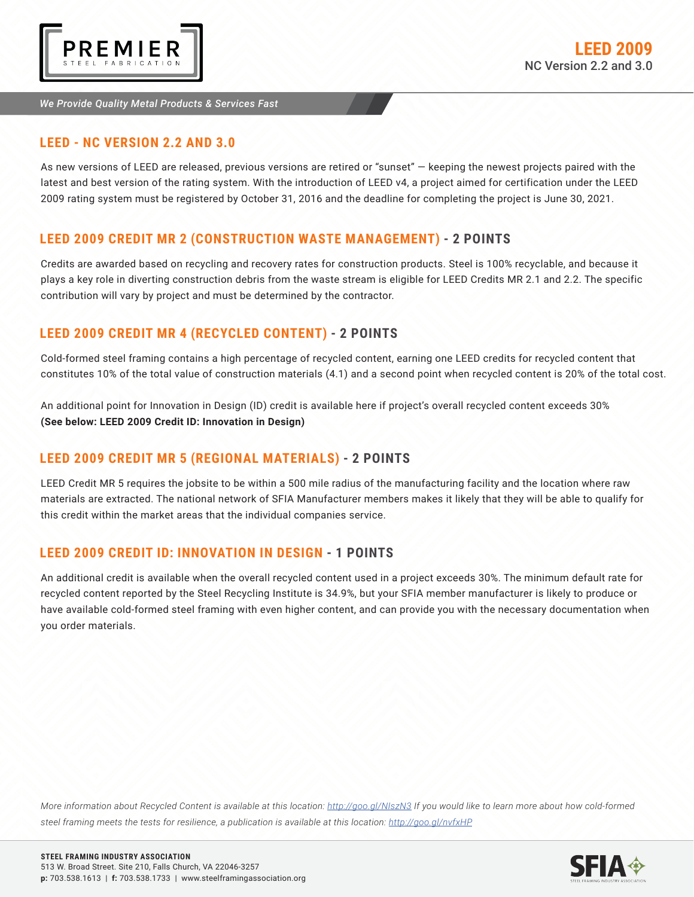## LEED - NC VERSION 2.2 AND 3.0

As new versions of LEED are released, previous versions are retired or "sunset" — keeping the newest projects paired with the latest and best version of the rating system. With the introduction of LEED v4, a project aimed for certification under the LEED 2009 rating system must be registered by October 31, 2016 and the deadline for completing the project is June 30, 2021.

## LEED 2009 CREDIT MR 2 (CONSTRUCTION WASTE MANAGEMENT) - 2 POINTS

Credits are awarded based on recycling and recovery rates for construction products. Steel is 100% recyclable, and because it plays a key role in diverting construction debris from the waste stream is eligible for LEED Credits MR 2.1 and 2.2. The specific contribution will vary by project and must be determined by the contractor.

## LEED 2009 CREDIT MR 4 (RECYCLED CONTENT) - 2 POINTS

Cold-formed steel framing contains a high percentage of recycled content, earning one LEED credits for recycled content that constitutes 10% of the total value of construction materials (4.1) and a second point when recycled content is 20% of the total cost.

An additional point for Innovation in Design (ID) credit is available here if project's overall recycled content exceeds 30% **(See below: LEED 2009 Credit ID: Innovation in Design)**

## LEED 2009 CREDIT MR 5 (REGIONAL MATERIALS) - 2 POINTS

LEED Credit MR 5 requires the jobsite to be within a 500 mile radius of the manufacturing facility and the location where raw materials are extracted. The national network of SFIA Manufacturer members makes it likely that they will be able to qualify for this credit within the market areas that the individual companies service.

## LEED 2009 CREDIT ID: INNOVATION IN DESIGN - 1 POINTS

An additional credit is available when the overall recycled content used in a project exceeds 30%. The minimum default rate for recycled content reported by the Steel Recycling Institute is 34.9%, but your SFIA member manufacturer is likely to produce or have available cold-formed steel framing with even higher content, and can provide you with the necessary documentation when you order materials.

*More information about Recycled Content is available at this location: http://goo.gl/NIszN3 If you would like to learn more about how cold-formed steel framing meets the tests for resilience, a publication is available at this location: http://goo.gl/nvfxHP*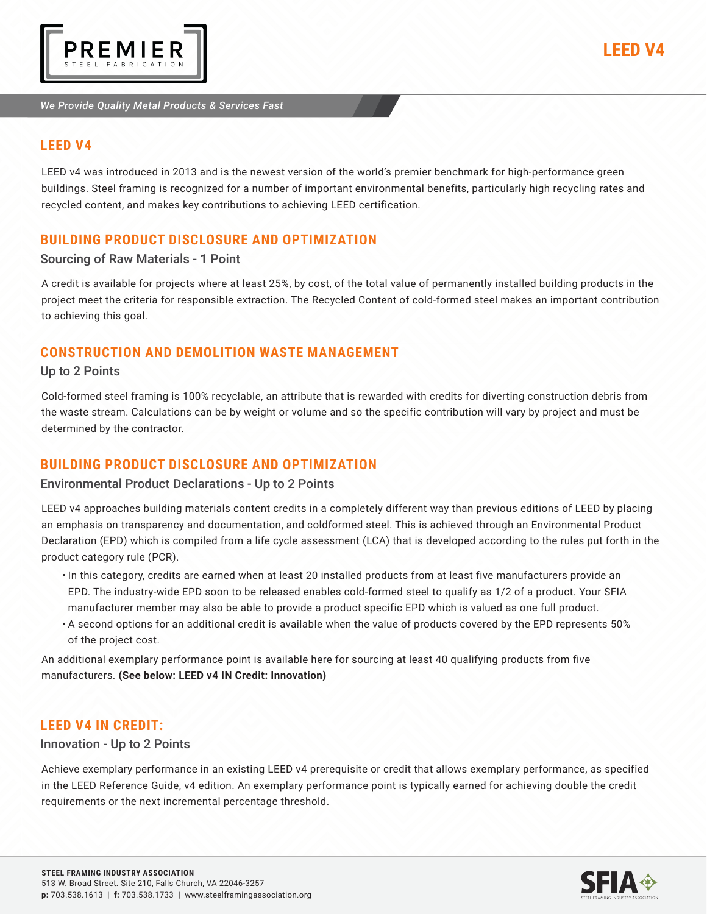# LEED V4

## LEED V4

LEED v4 was introduced in 2013 and is the newest version of the world's premier benchmark for high-performance green buildings. Steel framing is recognized for a number of important environmental benefits, particularly high recycling rates and recycled content, and makes key contributions to achieving LEED certification.

## BUILDING PRODUCT DISCLOSURE AND OPTIMIZATION

### Sourcing of Raw Materials - 1 Point

A credit is available for projects where at least 25%, by cost, of the total value of permanently installed building products in the project meet the criteria for responsible extraction. The Recycled Content of cold-formed steel makes an important contribution to achieving this goal.

## CONSTRUCTION AND DEMOLITION WASTE MANAGEMENT

### Up to 2 Points

Cold-formed steel framing is 100% recyclable, an attribute that is rewarded with credits for diverting construction debris from the waste stream. Calculations can be by weight or volume and so the specific contribution will vary by project and must be determined by the contractor.

## BUILDING PRODUCT DISCLOSURE AND OPTIMIZATION

### Environmental Product Declarations - Up to 2 Points

LEED v4 approaches building materials content credits in a completely different way than previous editions of LEED by placing an emphasis on transparency and documentation, and coldformed steel. This is achieved through an Environmental Product Declaration (EPD) which is compiled from a life cycle assessment (LCA) that is developed according to the rules put forth in the product category rule (PCR).

- In this category, credits are earned when at least 20 installed products from at least five manufacturers provide an EPD. The industry-wide EPD soon to be released enables cold-formed steel to qualify as 1/2 of a product. Your SFIA manufacturer member may also be able to provide a product specific EPD which is valued as one full product.
- A second options for an additional credit is available when the value of products covered by the EPD represents 50% of the project cost.

An additional exemplary performance point is available here for sourcing at least 40 qualifying products from five manufacturers. **(See below: LEED v4 IN Credit: Innovation)**

## LEED V4 IN CREDIT:

### Innovation - Up to 2 Points

Achieve exemplary performance in an existing LEED v4 prerequisite or credit that allows exemplary performance, as specified in the LEED Reference Guide, v4 edition. An exemplary performance point is typically earned for achieving double the credit requirements or the next incremental percentage threshold.

**STEEL FRAMING INDUSTRY ASSOCIATION**
513 W. Broad Street. Site 210, Falls Church, VA 22046-3257
**p:** 703.538.1613 | **f:** 703.538.1733 | www.steelframingassociation.org